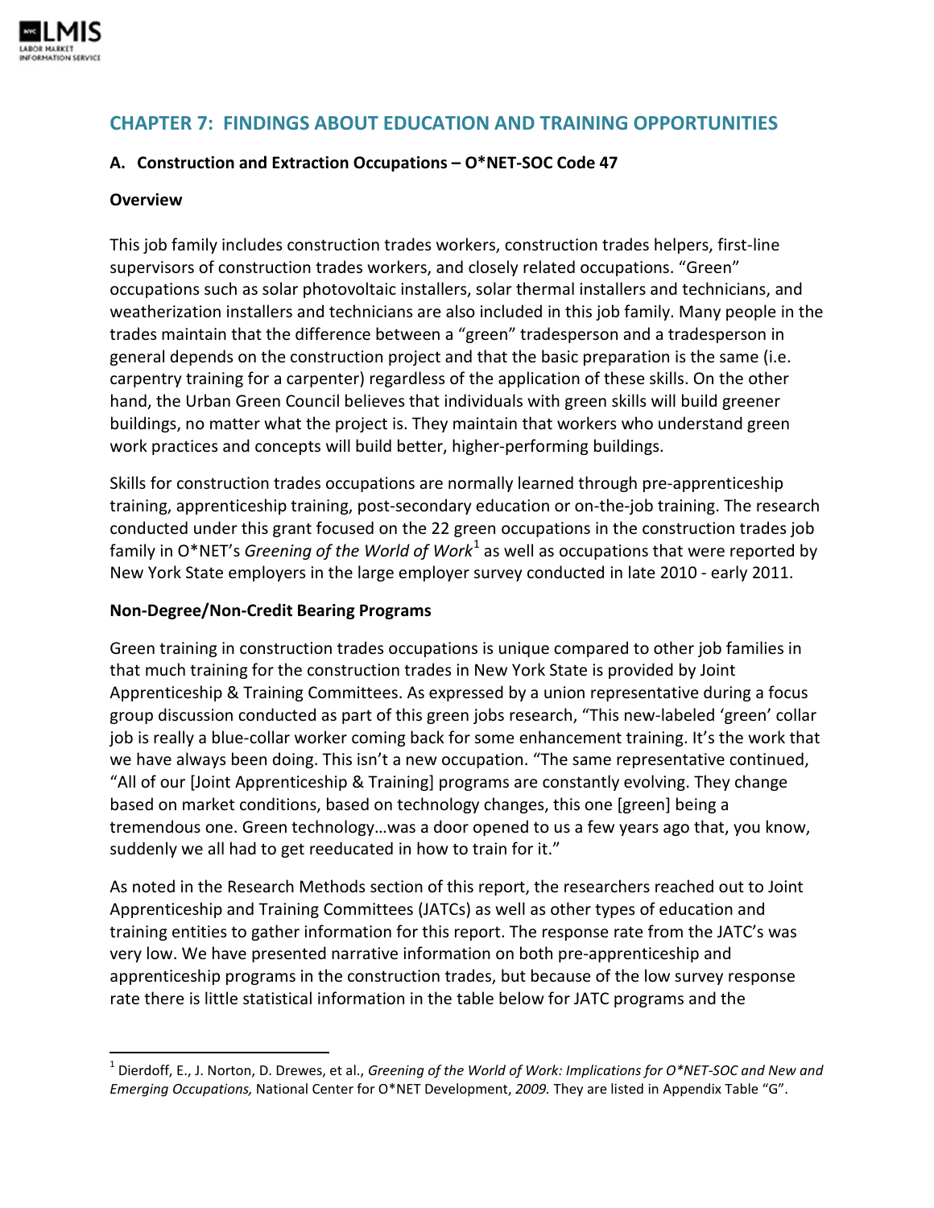## CHAPTER 7: FINDINGS ABOUT EDUCATION AND TRAINING OPPORTUNITIES

### A. Construction and Extraction Occupations – O*NET-SOC Code 47

**Overview**

This job family includes construction trades workers, construction trades helpers, first-line supervisors of construction trades workers, and closely related occupations. "Green" occupations such as solar photovoltaic installers, solar thermal installers and technicians, and weatherization installers and technicians are also included in this job family. Many people in the trades maintain that the difference between a "green" tradesperson and a tradesperson in general depends on the construction project and that the basic preparation is the same (i.e. carpentry training for a carpenter) regardless of the application of these skills. On the other hand, the Urban Green Council believes that individuals with green skills will build greener buildings, no matter what the project is. They maintain that workers who understand green work practices and concepts will build better, higher-performing buildings.

Skills for construction trades occupations are normally learned through pre-apprenticeship training, apprenticeship training, post-secondary education or on-the-job training. The research conducted under this grant focused on the 22 green occupations in the construction trades job family in O*NET's *Greening of the World of Work*[1] as well as occupations that were reported by New York State employers in the large employer survey conducted in late 2010 - early 2011.

**Non-Degree/Non-Credit Bearing Programs**

Green training in construction trades occupations is unique compared to other job families in that much training for the construction trades in New York State is provided by Joint Apprenticeship & Training Committees. As expressed by a union representative during a focus group discussion conducted as part of this green jobs research, "This new-labeled 'green' collar job is really a blue-collar worker coming back for some enhancement training. It's the work that we have always been doing. This isn't a new occupation. "The same representative continued, "All of our [Joint Apprenticeship & Training] programs are constantly evolving. They change based on market conditions, based on technology changes, this one [green] being a tremendous one. Green technology…was a door opened to us a few years ago that, you know, suddenly we all had to get reeducated in how to train for it."

As noted in the Research Methods section of this report, the researchers reached out to Joint Apprenticeship and Training Committees (JATCs) as well as other types of education and training entities to gather information for this report. The response rate from the JATC's was very low. We have presented narrative information on both pre-apprenticeship and apprenticeship programs in the construction trades, but because of the low survey response rate there is little statistical information in the table below for JATC programs and the

[1] Dierdorff, E., J. Norton, D. Drewes, et al., *Greening of the World of Work: Implications for O*NET-SOC and New and Emerging Occupations,* National Center for O*NET Development, *2009.* They are listed in Appendix Table "G".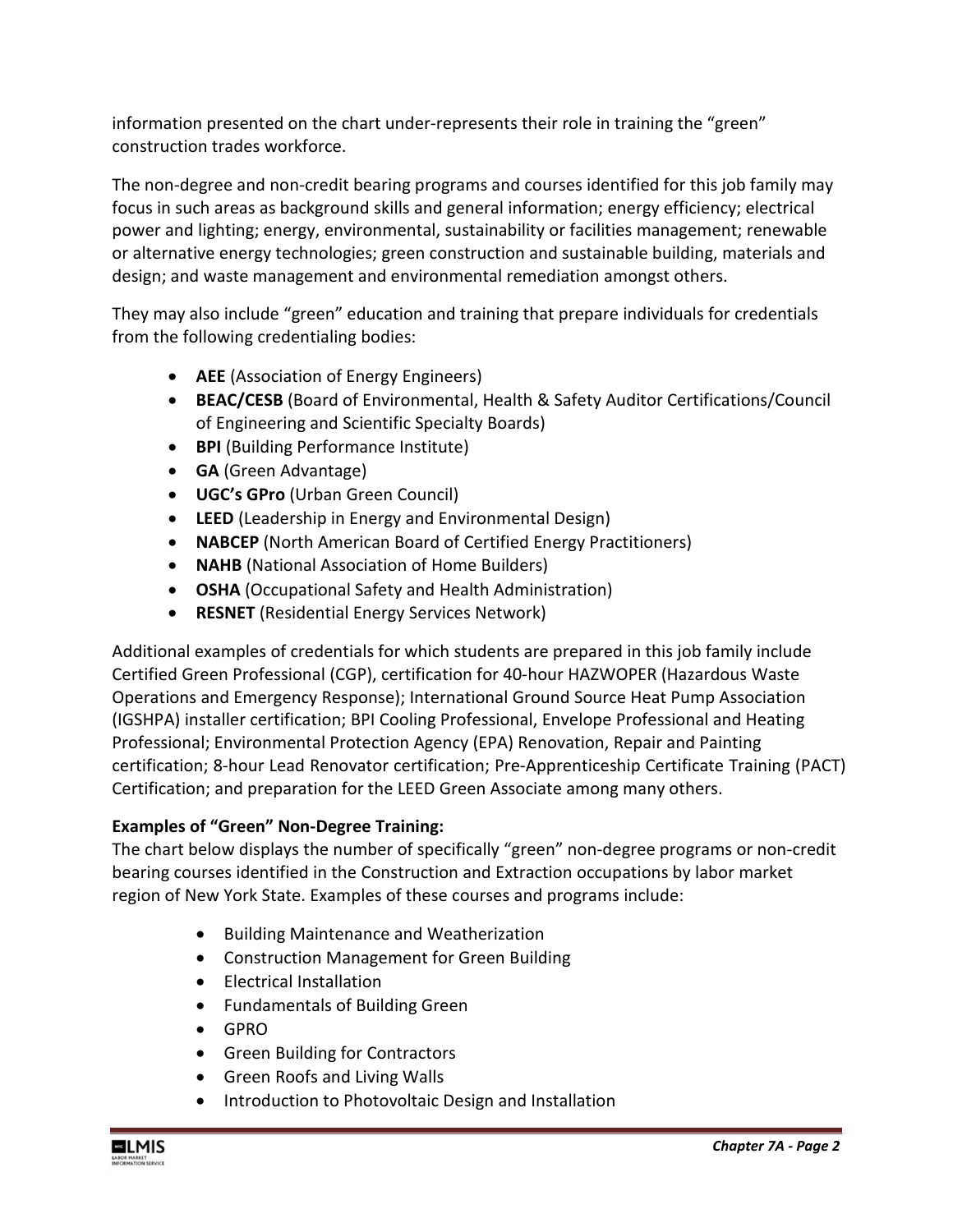information presented on the chart under-represents their role in training the "green" construction trades workforce.

The non-degree and non-credit bearing programs and courses identified for this job family may focus in such areas as background skills and general information; energy efficiency; electrical power and lighting; energy, environmental, sustainability or facilities management; renewable or alternative energy technologies; green construction and sustainable building, materials and design; and waste management and environmental remediation amongst others.

They may also include "green" education and training that prepare individuals for credentials from the following credentialing bodies:

- **AEE** (Association of Energy Engineers)
- **BEAC/CESB** (Board of Environmental, Health & Safety Auditor Certifications/Council of Engineering and Scientific Specialty Boards)
- **BPI** (Building Performance Institute)
- **GA** (Green Advantage)
- **UGC's GPro** (Urban Green Council)
- **LEED** (Leadership in Energy and Environmental Design)
- **NABCEP** (North American Board of Certified Energy Practitioners)
- **NAHB** (National Association of Home Builders)
- **OSHA** (Occupational Safety and Health Administration)
- **RESNET** (Residential Energy Services Network)

Additional examples of credentials for which students are prepared in this job family include Certified Green Professional (CGP), certification for 40-hour HAZWOPER (Hazardous Waste Operations and Emergency Response); International Ground Source Heat Pump Association (IGSHPA) installer certification; BPI Cooling Professional, Envelope Professional and Heating Professional; Environmental Protection Agency (EPA) Renovation, Repair and Painting certification; 8-hour Lead Renovator certification; Pre-Apprenticeship Certificate Training (PACT) Certification; and preparation for the LEED Green Associate among many others.

**Examples of "Green" Non-Degree Training:**

The chart below displays the number of specifically "green" non-degree programs or non-credit bearing courses identified in the Construction and Extraction occupations by labor market region of New York State. Examples of these courses and programs include:

- Building Maintenance and Weatherization
- Construction Management for Green Building
- Electrical Installation
- Fundamentals of Building Green
- GPRO
- Green Building for Contractors
- Green Roofs and Living Walls
- Introduction to Photovoltaic Design and Installation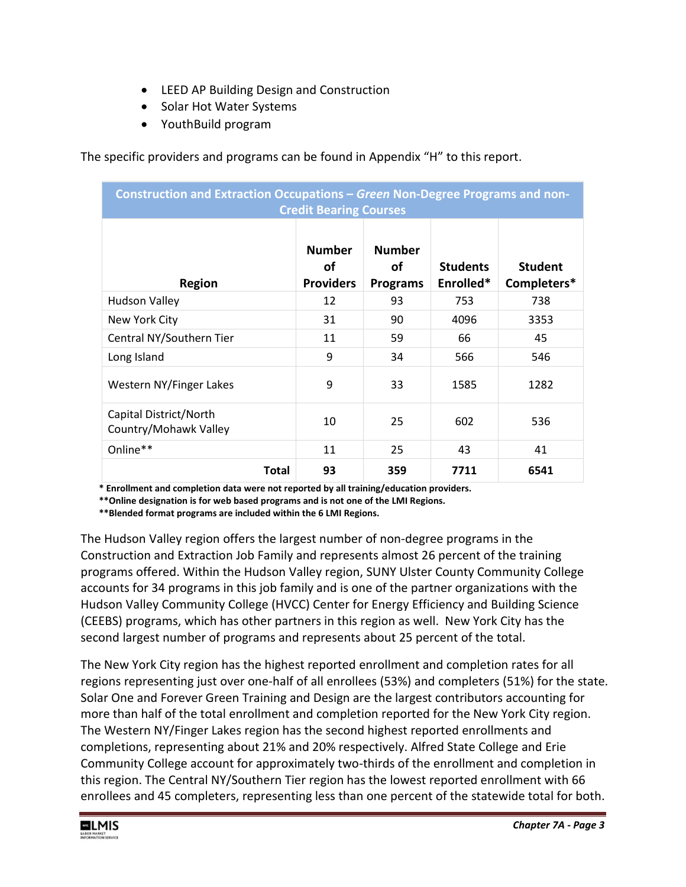- LEED AP Building Design and Construction
- Solar Hot Water Systems
- YouthBuild program

The specific providers and programs can be found in Appendix "H" to this report.

| Construction and Extraction Occupations – *Green* Non-Degree Programs and non-Credit Bearing Courses | | | | |
|---|---|---|---|---|
| **Region** | **Number of Providers** | **Number of Programs** | **Students Enrolled*** | **Student Completers*** |
| Hudson Valley | 12 | 93 | 753 | 738 |
| New York City | 31 | 90 | 4096 | 3353 |
| Central NY/Southern Tier | 11 | 59 | 66 | 45 |
| Long Island | 9 | 34 | 566 | 546 |
| Western NY/Finger Lakes | 9 | 33 | 1585 | 1282 |
| Capital District/North Country/Mohawk Valley | 10 | 25 | 602 | 536 |
| Online** | 11 | 25 | 43 | 41 |
| **Total** | **93** | **359** | **7711** | **6541** |

**\* Enrollment and completion data were not reported by all training/education providers.**
**\*\*Online designation is for web based programs and is not one of the LMI Regions.**
**\*\*Blended format programs are included within the 6 LMI Regions.**

The Hudson Valley region offers the largest number of non-degree programs in the Construction and Extraction Job Family and represents almost 26 percent of the training programs offered. Within the Hudson Valley region, SUNY Ulster County Community College accounts for 34 programs in this job family and is one of the partner organizations with the Hudson Valley Community College (HVCC) Center for Energy Efficiency and Building Science (CEEBS) programs, which has other partners in this region as well. New York City has the second largest number of programs and represents about 25 percent of the total.

The New York City region has the highest reported enrollment and completion rates for all regions representing just over one-half of all enrollees (53%) and completers (51%) for the state. Solar One and Forever Green Training and Design are the largest contributors accounting for more than half of the total enrollment and completion reported for the New York City region. The Western NY/Finger Lakes region has the second highest reported enrollments and completions, representing about 21% and 20% respectively. Alfred State College and Erie Community College account for approximately two-thirds of the enrollment and completion in this region. The Central NY/Southern Tier region has the lowest reported enrollment with 66 enrollees and 45 completers, representing less than one percent of the statewide total for both.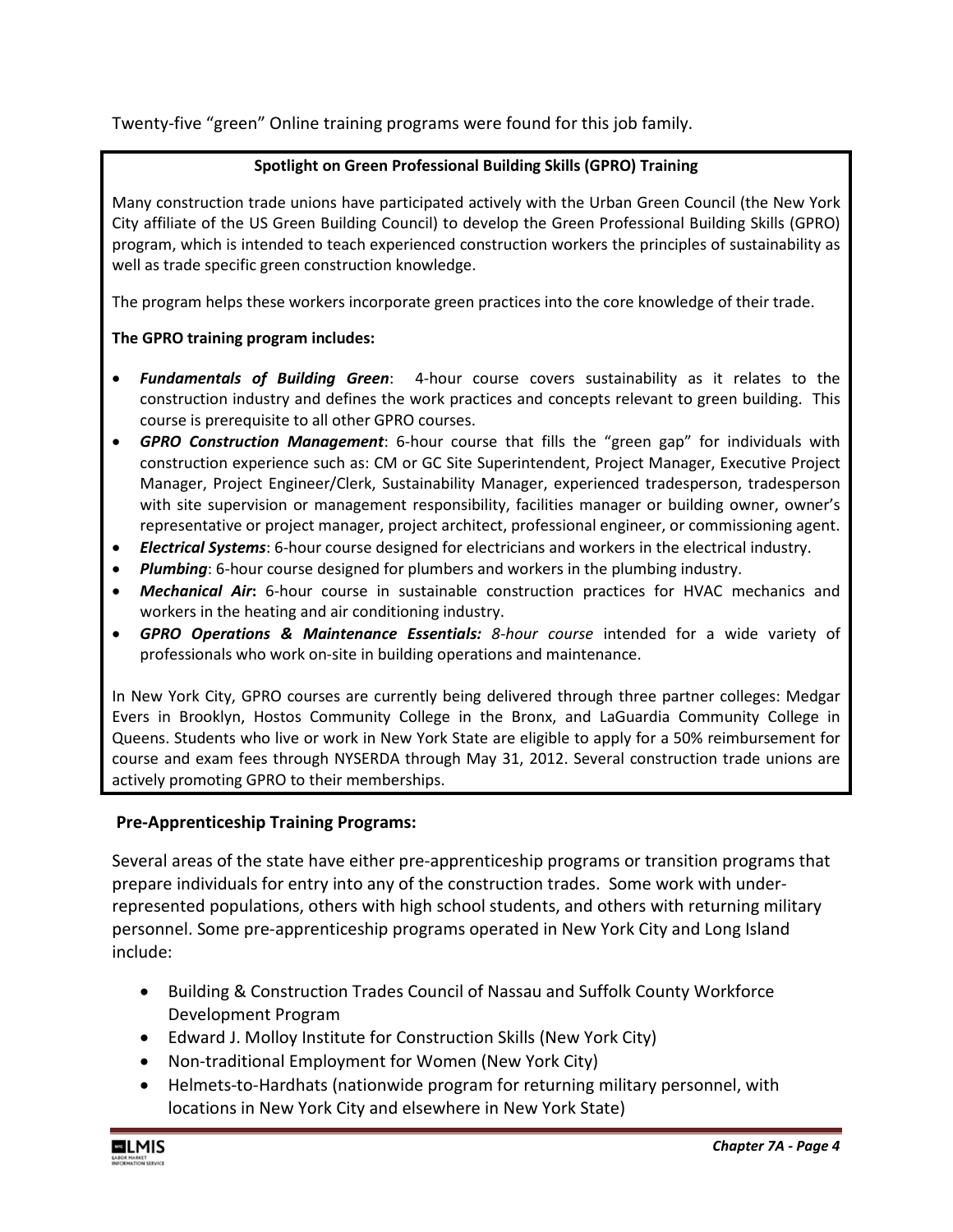Twenty-five "green" Online training programs were found for this job family.

**Spotlight on Green Professional Building Skills (GPRO) Training**

Many construction trade unions have participated actively with the Urban Green Council (the New York City affiliate of the US Green Building Council) to develop the Green Professional Building Skills (GPRO) program, which is intended to teach experienced construction workers the principles of sustainability as well as trade specific green construction knowledge.

The program helps these workers incorporate green practices into the core knowledge of their trade.

**The GPRO training program includes:**

- ***Fundamentals of Building Green***: 4-hour course covers sustainability as it relates to the construction industry and defines the work practices and concepts relevant to green building. This course is prerequisite to all other GPRO courses.
- ***GPRO Construction Management***: 6-hour course that fills the "green gap" for individuals with construction experience such as: CM or GC Site Superintendent, Project Manager, Executive Project Manager, Project Engineer/Clerk, Sustainability Manager, experienced tradesperson, tradesperson with site supervision or management responsibility, facilities manager or building owner, owner's representative or project manager, project architect, professional engineer, or commissioning agent.
- ***Electrical Systems***: 6-hour course designed for electricians and workers in the electrical industry.
- ***Plumbing***: 6-hour course designed for plumbers and workers in the plumbing industry.
- ***Mechanical Air*****:** 6-hour course in sustainable construction practices for HVAC mechanics and workers in the heating and air conditioning industry.
- ***GPRO Operations & Maintenance Essentials:*** *8-hour course* intended for a wide variety of professionals who work on-site in building operations and maintenance.

In New York City, GPRO courses are currently being delivered through three partner colleges: Medgar Evers in Brooklyn, Hostos Community College in the Bronx, and LaGuardia Community College in Queens. Students who live or work in New York State are eligible to apply for a 50% reimbursement for course and exam fees through NYSERDA through May 31, 2012. Several construction trade unions are actively promoting GPRO to their memberships.

**Pre-Apprenticeship Training Programs:**

Several areas of the state have either pre-apprenticeship programs or transition programs that prepare individuals for entry into any of the construction trades. Some work with under-represented populations, others with high school students, and others with returning military personnel. Some pre-apprenticeship programs operated in New York City and Long Island include:

- Building & Construction Trades Council of Nassau and Suffolk County Workforce Development Program
- Edward J. Molloy Institute for Construction Skills (New York City)
- Non-traditional Employment for Women (New York City)
- Helmets-to-Hardhats (nationwide program for returning military personnel, with locations in New York City and elsewhere in New York State)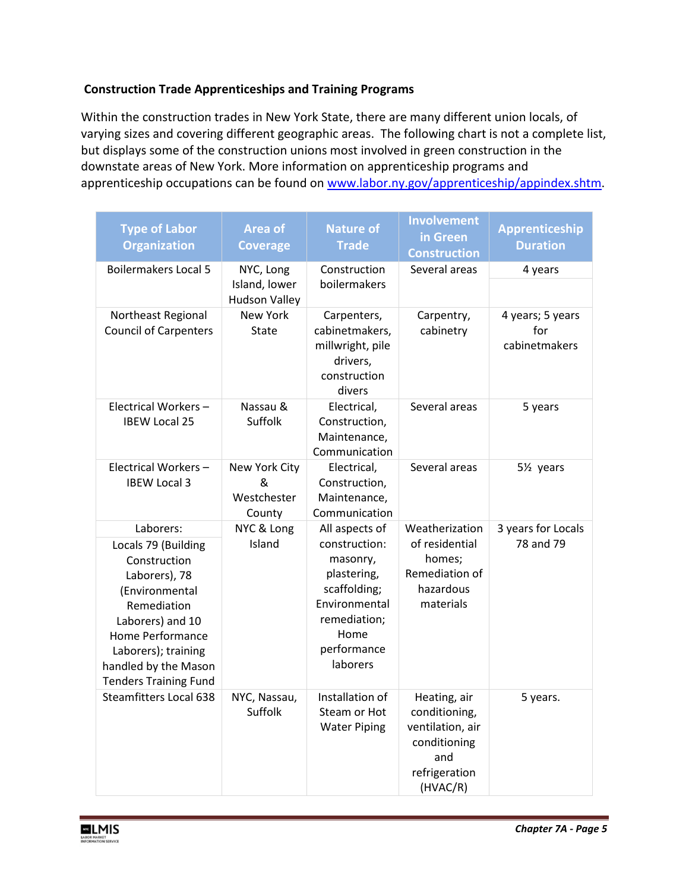**Construction Trade Apprenticeships and Training Programs**

Within the construction trades in New York State, there are many different union locals, of varying sizes and covering different geographic areas. The following chart is not a complete list, but displays some of the construction unions most involved in green construction in the downstate areas of New York. More information on apprenticeship programs and apprenticeship occupations can be found on www.labor.ny.gov/apprenticeship/appindex.shtm.

| Type of Labor Organization | Area of Coverage | Nature of Trade | Involvement in Green Construction | Apprenticeship Duration |
|---|---|---|---|---|
| Boilermakers Local 5 | NYC, Long Island, lower Hudson Valley | Construction boilermakers | Several areas | 4 years |
| Northeast Regional Council of Carpenters | New York State | Carpenters, cabinetmakers, millwright, pile drivers, construction divers | Carpentry, cabinetry | 4 years; 5 years for cabinetmakers |
| Electrical Workers – IBEW Local 25 | Nassau & Suffolk | Electrical, Construction, Maintenance, Communication | Several areas | 5 years |
| Electrical Workers – IBEW Local 3 | New York City & Westchester County | Electrical, Construction, Maintenance, Communication | Several areas | 5½ years |
| Laborers: Locals 79 (Building Construction Laborers), 78 (Environmental Remediation Laborers) and 10 Home Performance Laborers); training handled by the Mason Tenders Training Fund | NYC & Long Island | All aspects of construction: masonry, plastering, scaffolding; Environmental remediation; Home performance laborers | Weatherization of residential homes; Remediation of hazardous materials | 3 years for Locals 78 and 79 |
| Steamfitters Local 638 | NYC, Nassau, Suffolk | Installation of Steam or Hot Water Piping | Heating, air conditioning, ventilation, air conditioning and refrigeration (HVAC/R) | 5 years. |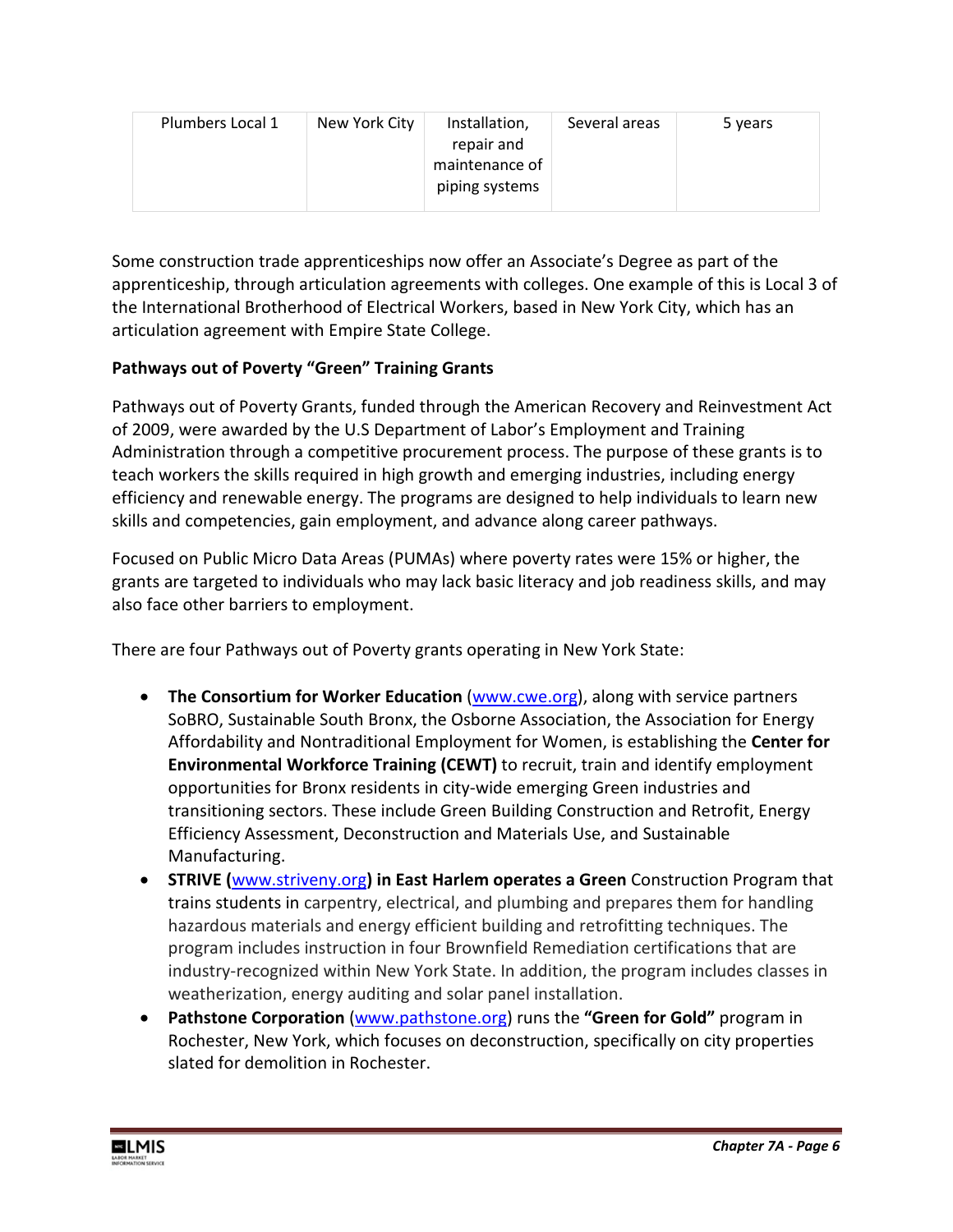| Plumbers Local 1 | New York City | Installation, repair and maintenance of piping systems | Several areas | 5 years |
|---|---|---|---|---|

Some construction trade apprenticeships now offer an Associate's Degree as part of the apprenticeship, through articulation agreements with colleges. One example of this is Local 3 of the International Brotherhood of Electrical Workers, based in New York City, which has an articulation agreement with Empire State College.

**Pathways out of Poverty "Green" Training Grants**

Pathways out of Poverty Grants, funded through the American Recovery and Reinvestment Act of 2009, were awarded by the U.S Department of Labor's Employment and Training Administration through a competitive procurement process. The purpose of these grants is to teach workers the skills required in high growth and emerging industries, including energy efficiency and renewable energy. The programs are designed to help individuals to learn new skills and competencies, gain employment, and advance along career pathways.

Focused on Public Micro Data Areas (PUMAs) where poverty rates were 15% or higher, the grants are targeted to individuals who may lack basic literacy and job readiness skills, and may also face other barriers to employment.

There are four Pathways out of Poverty grants operating in New York State:

- **The Consortium for Worker Education** (www.cwe.org), along with service partners SoBRO, Sustainable South Bronx, the Osborne Association, the Association for Energy Affordability and Nontraditional Employment for Women, is establishing the **Center for Environmental Workforce Training (CEWT)** to recruit, train and identify employment opportunities for Bronx residents in city-wide emerging Green industries and transitioning sectors. These include Green Building Construction and Retrofit, Energy Efficiency Assessment, Deconstruction and Materials Use, and Sustainable Manufacturing.
- **STRIVE (**www.striveny.org**) in East Harlem operates a Green** Construction Program that trains students in carpentry, electrical, and plumbing and prepares them for handling hazardous materials and energy efficient building and retrofitting techniques. The program includes instruction in four Brownfield Remediation certifications that are industry-recognized within New York State. In addition, the program includes classes in weatherization, energy auditing and solar panel installation.
- **Pathstone Corporation** (www.pathstone.org) runs the **"Green for Gold"** program in Rochester, New York, which focuses on deconstruction, specifically on city properties slated for demolition in Rochester.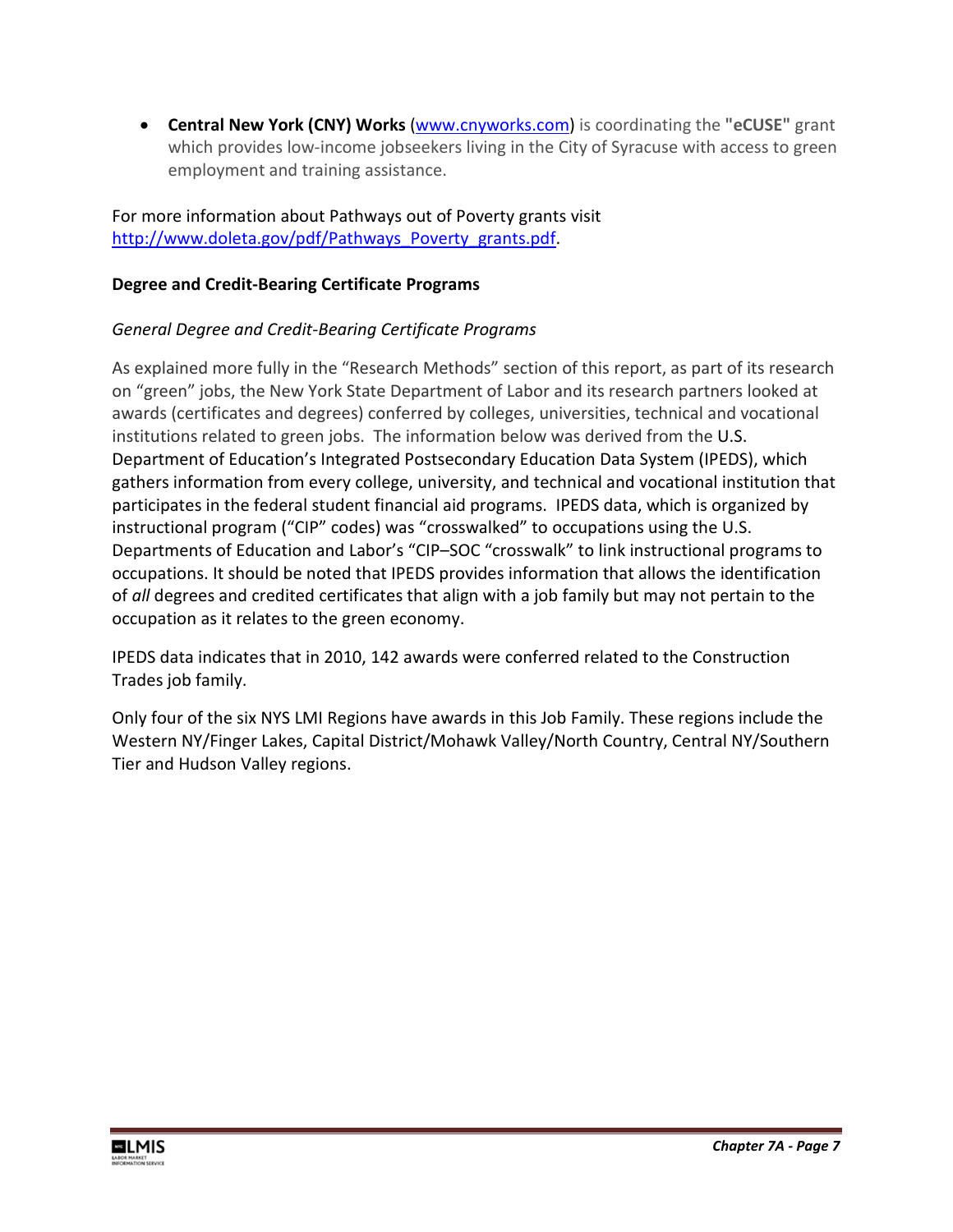- **Central New York (CNY) Works** (www.cnyworks.com) is coordinating the **"eCUSE"** grant which provides low-income jobseekers living in the City of Syracuse with access to green employment and training assistance.

For more information about Pathways out of Poverty grants visit http://www.doleta.gov/pdf/Pathways_Poverty_grants.pdf.

**Degree and Credit-Bearing Certificate Programs**

*General Degree and Credit-Bearing Certificate Programs*

As explained more fully in the "Research Methods" section of this report, as part of its research on "green" jobs, the New York State Department of Labor and its research partners looked at awards (certificates and degrees) conferred by colleges, universities, technical and vocational institutions related to green jobs. The information below was derived from the U.S. Department of Education's Integrated Postsecondary Education Data System (IPEDS), which gathers information from every college, university, and technical and vocational institution that participates in the federal student financial aid programs. IPEDS data, which is organized by instructional program ("CIP" codes) was "crosswalked" to occupations using the U.S. Departments of Education and Labor's "CIP–SOC "crosswalk" to link instructional programs to occupations. It should be noted that IPEDS provides information that allows the identification of *all* degrees and credited certificates that align with a job family but may not pertain to the occupation as it relates to the green economy.

IPEDS data indicates that in 2010, 142 awards were conferred related to the Construction Trades job family.

Only four of the six NYS LMI Regions have awards in this Job Family. These regions include the Western NY/Finger Lakes, Capital District/Mohawk Valley/North Country, Central NY/Southern Tier and Hudson Valley regions.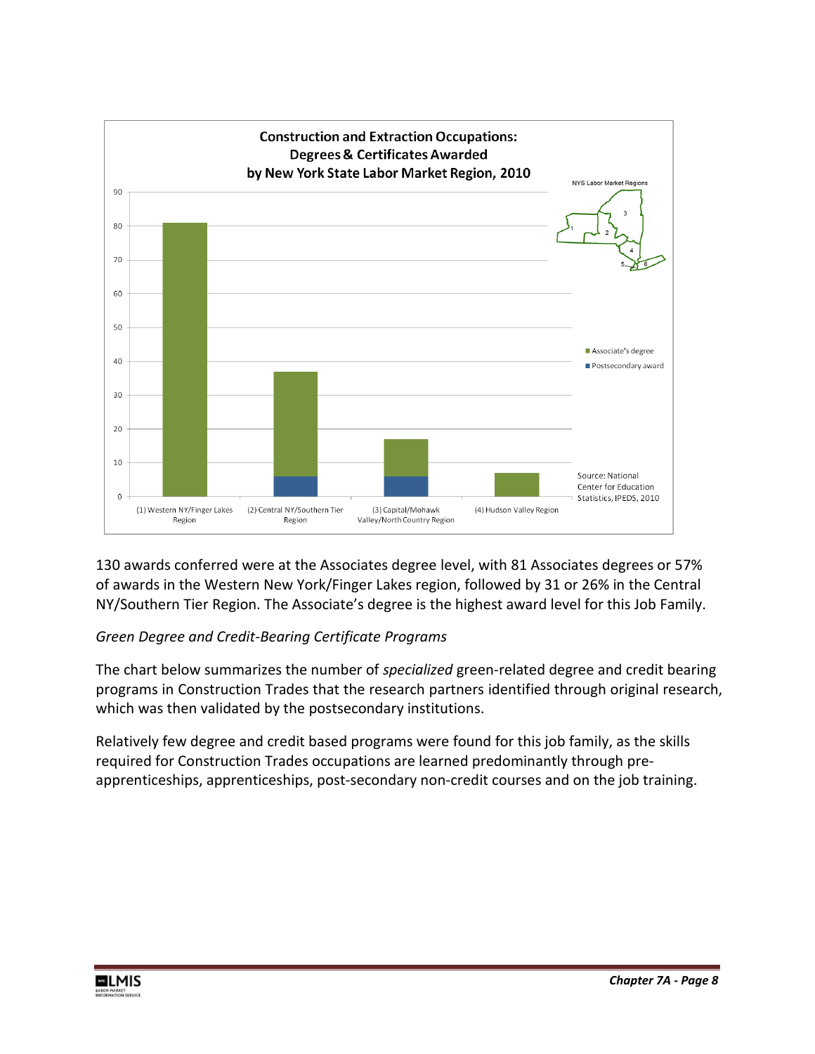**Construction and Extraction Occupations: Degrees & Certificates Awarded by New York State Labor Market Region, 2010**

NYS Labor Market Regions

Associate's degree
Postsecondary award

Source: National Center for Education Statistics, IPEDS, 2010

130 awards conferred were at the Associates degree level, with 81 Associates degrees or 57% of awards in the Western New York/Finger Lakes region, followed by 31 or 26% in the Central NY/Southern Tier Region. The Associate's degree is the highest award level for this Job Family.

*Green Degree and Credit-Bearing Certificate Programs*

The chart below summarizes the number of *specialized* green-related degree and credit bearing programs in Construction Trades that the research partners identified through original research, which was then validated by the postsecondary institutions.

Relatively few degree and credit based programs were found for this job family, as the skills required for Construction Trades occupations are learned predominantly through pre-apprenticeships, apprenticeships, post-secondary non-credit courses and on the job training.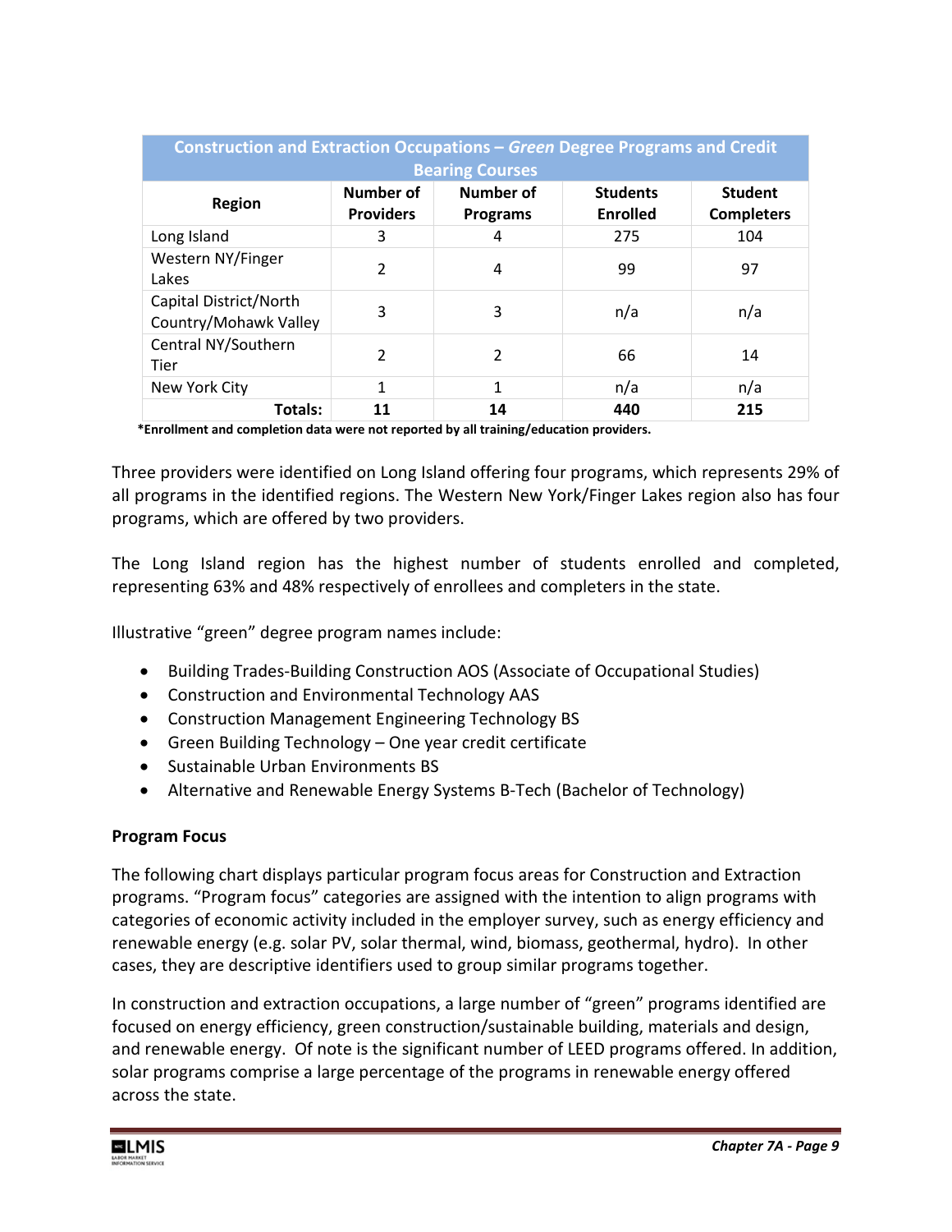| Construction and Extraction Occupations – *Green* Degree Programs and Credit Bearing Courses | | | | |
|---|---|---|---|---|
| **Region** | **Number of Providers** | **Number of Programs** | **Students Enrolled** | **Student Completers** |
| Long Island | 3 | 4 | 275 | 104 |
| Western NY/Finger Lakes | 2 | 4 | 99 | 97 |
| Capital District/North Country/Mohawk Valley | 3 | 3 | n/a | n/a |
| Central NY/Southern Tier | 2 | 2 | 66 | 14 |
| New York City | 1 | 1 | n/a | n/a |
| **Totals:** | **11** | **14** | **440** | **215** |

**\*Enrollment and completion data were not reported by all training/education providers.**

Three providers were identified on Long Island offering four programs, which represents 29% of all programs in the identified regions. The Western New York/Finger Lakes region also has four programs, which are offered by two providers.

The Long Island region has the highest number of students enrolled and completed, representing 63% and 48% respectively of enrollees and completers in the state.

Illustrative "green" degree program names include:

- Building Trades-Building Construction AOS (Associate of Occupational Studies)
- Construction and Environmental Technology AAS
- Construction Management Engineering Technology BS
- Green Building Technology – One year credit certificate
- Sustainable Urban Environments BS
- Alternative and Renewable Energy Systems B-Tech (Bachelor of Technology)

**Program Focus**

The following chart displays particular program focus areas for Construction and Extraction programs. "Program focus" categories are assigned with the intention to align programs with categories of economic activity included in the employer survey, such as energy efficiency and renewable energy (e.g. solar PV, solar thermal, wind, biomass, geothermal, hydro). In other cases, they are descriptive identifiers used to group similar programs together.

In construction and extraction occupations, a large number of "green" programs identified are focused on energy efficiency, green construction/sustainable building, materials and design, and renewable energy. Of note is the significant number of LEED programs offered. In addition, solar programs comprise a large percentage of the programs in renewable energy offered across the state.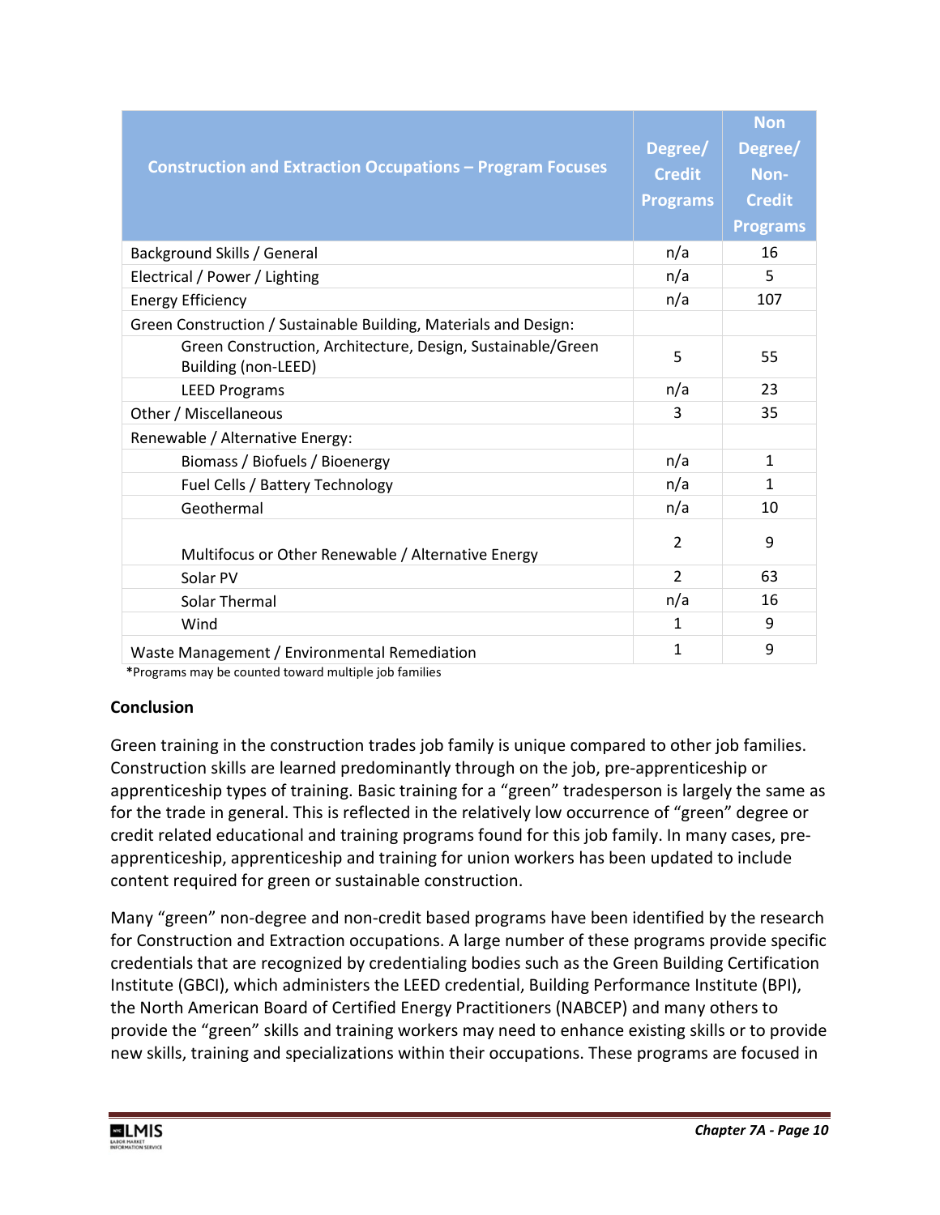| Construction and Extraction Occupations – Program Focuses | Degree/ Credit Programs | Non Degree/ Non-Credit Programs |
|---|---|---|
| Background Skills / General | n/a | 16 |
| Electrical / Power / Lighting | n/a | 5 |
| Energy Efficiency | n/a | 107 |
| Green Construction / Sustainable Building, Materials and Design: | | |
| Green Construction, Architecture, Design, Sustainable/Green Building (non-LEED) | 5 | 55 |
| LEED Programs | n/a | 23 |
| Other / Miscellaneous | 3 | 35 |
| Renewable / Alternative Energy: | | |
| Biomass / Biofuels / Bioenergy | n/a | 1 |
| Fuel Cells / Battery Technology | n/a | 1 |
| Geothermal | n/a | 10 |
| Multifocus or Other Renewable / Alternative Energy | 2 | 9 |
| Solar PV | 2 | 63 |
| Solar Thermal | n/a | 16 |
| Wind | 1 | 9 |
| Waste Management / Environmental Remediation | 1 | 9 |

*Programs may be counted toward multiple job families

**Conclusion**

Green training in the construction trades job family is unique compared to other job families. Construction skills are learned predominantly through on the job, pre-apprenticeship or apprenticeship types of training. Basic training for a "green" tradesperson is largely the same as for the trade in general. This is reflected in the relatively low occurrence of "green" degree or credit related educational and training programs found for this job family. In many cases, pre-apprenticeship, apprenticeship and training for union workers has been updated to include content required for green or sustainable construction.

Many "green" non-degree and non-credit based programs have been identified by the research for Construction and Extraction occupations. A large number of these programs provide specific credentials that are recognized by credentialing bodies such as the Green Building Certification Institute (GBCI), which administers the LEED credential, Building Performance Institute (BPI), the North American Board of Certified Energy Practitioners (NABCEP) and many others to provide the "green" skills and training workers may need to enhance existing skills or to provide new skills, training and specializations within their occupations. These programs are focused in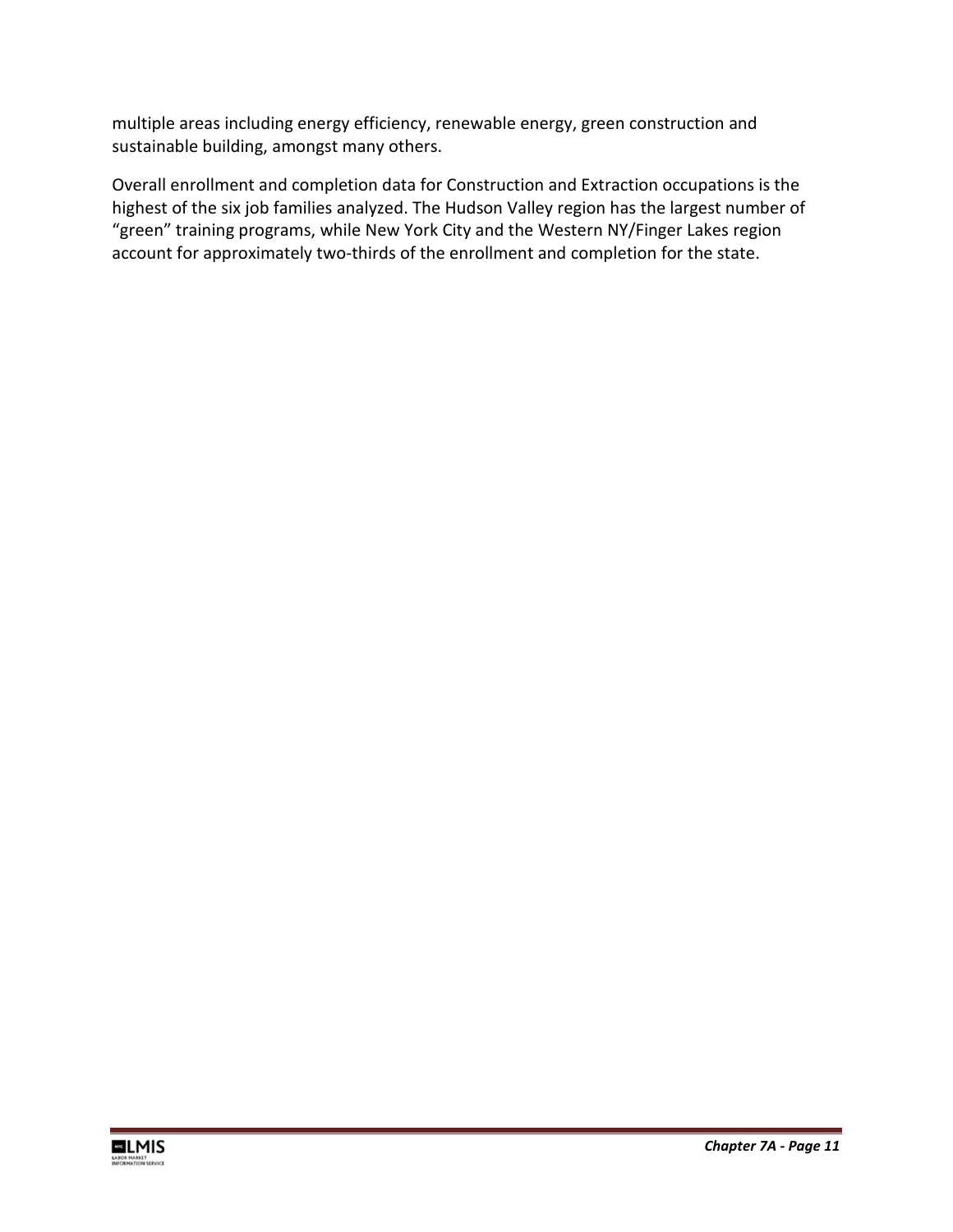multiple areas including energy efficiency, renewable energy, green construction and sustainable building, amongst many others.

Overall enrollment and completion data for Construction and Extraction occupations is the highest of the six job families analyzed. The Hudson Valley region has the largest number of "green" training programs, while New York City and the Western NY/Finger Lakes region account for approximately two-thirds of the enrollment and completion for the state.